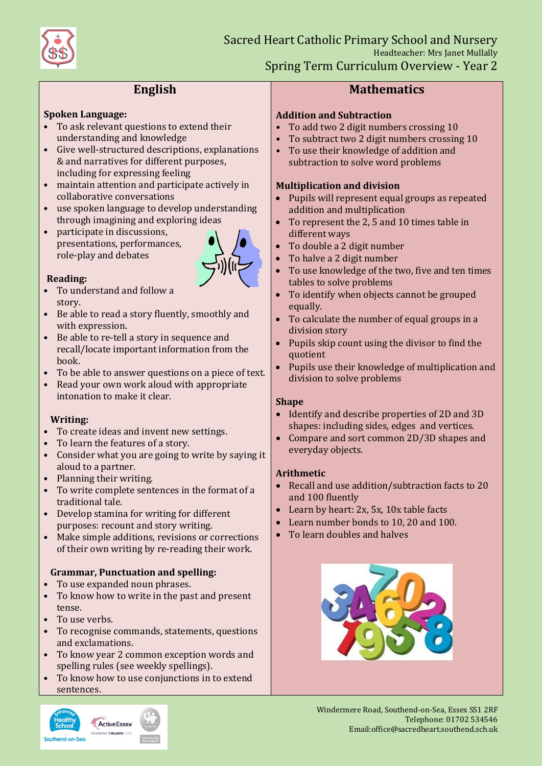# Sacred Heart Catholic Primary School and Nursery

Headteacher: Mrs Janet Mullally

## Spring Term Curriculum Overview - Year 2

## English

### Spoken Language:

- To ask relevant questions to extend their understanding and knowledge
- Give well-structured descriptions, explanations & and narratives for different purposes, including for expressing feeling
- maintain attention and participate actively in collaborative conversations
- use spoken language to develop understanding through imagining and exploring ideas
- participate in discussions, presentations, performances, role-play and debates

### Reading:

- To understand and follow a story.
- Be able to read a story fluently, smoothly and with expression.
- Be able to re-tell a story in sequence and recall/locate important information from the book.
- To be able to answer questions on a piece of text.
- Read your own work aloud with appropriate intonation to make it clear.

### Writing:

- To create ideas and invent new settings.
- To learn the features of a story.
- Consider what you are going to write by saying it aloud to a partner.
- Planning their writing.
- To write complete sentences in the format of a traditional tale.
- Develop stamina for writing for different purposes: recount and story writing.
- Make simple additions, revisions or corrections of their own writing by re-reading their work.

### Grammar, Punctuation and spelling:

- To use expanded noun phrases.
- To know how to write in the past and present tense.
- To use verbs.
- To recognise commands, statements, questions and exclamations.
- To know year 2 common exception words and spelling rules (see weekly spellings).
- To know how to use conjunctions in to extend sentences.

## Mathematics

### Addition and Subtraction

- To add two 2 digit numbers crossing 10
- To subtract two 2 digit numbers crossing 10
- To use their knowledge of addition and subtraction to solve word problems

### Multiplication and division

- Pupils will represent equal groups as repeated addition and multiplication
- To represent the 2, 5 and 10 times table in different ways
- To double a 2 digit number
- To halve a 2 digit number
- To use knowledge of the two, five and ten times tables to solve problems
- To identify when objects cannot be grouped equally.
- To calculate the number of equal groups in a division story
- Pupils skip count using the divisor to find the quotient
- Pupils use their knowledge of multiplication and division to solve problems

### Shape

- Identify and describe properties of 2D and 3D shapes: including sides, edges and vertices.
- Compare and sort common 2D/3D shapes and everyday objects.

### Arithmetic

- Recall and use addition/subtraction facts to 20 and 100 fluently
- Learn by heart: 2x, 5x, 10x table facts
- Learn number bonds to 10, 20 and 100.
- To learn doubles and halves

Windermere Road, Southend-on-Sea, Essex SS1 2RF
Telephone: 01702 534546
Email:office@sacredheart.southend.sch.uk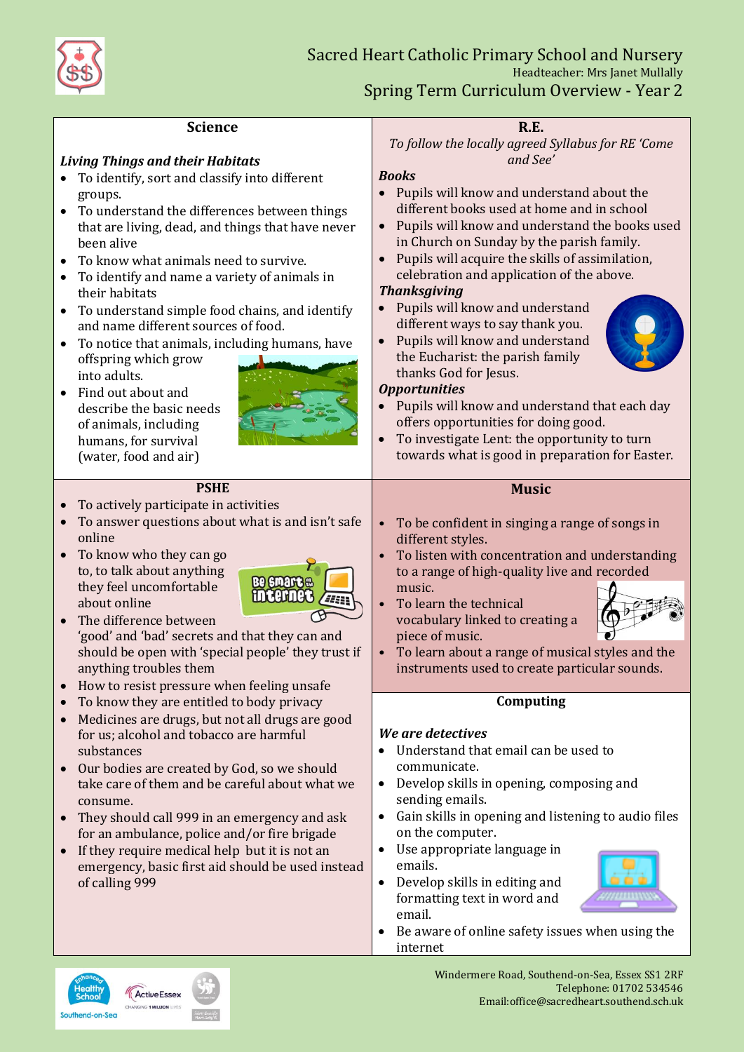# Sacred Heart Catholic Primary School and Nursery

Headteacher: Mrs Janet Mullally

## Spring Term Curriculum Overview - Year 2

### Science

***Living Things and their Habitats***

- To identify, sort and classify into different groups.
- To understand the differences between things that are living, dead, and things that have never been alive
- To know what animals need to survive.
- To identify and name a variety of animals in their habitats
- To understand simple food chains, and identify and name different sources of food.
- To notice that animals, including humans, have offspring which grow into adults.
- Find out about and describe the basic needs of animals, including humans, for survival (water, food and air)

### R.E.

*To follow the locally agreed Syllabus for RE 'Come and See'*

***Books***

- Pupils will know and understand about the different books used at home and in school
- Pupils will know and understand the books used in Church on Sunday by the parish family.
- Pupils will acquire the skills of assimilation, celebration and application of the above.

***Thanksgiving***

- Pupils will know and understand different ways to say thank you.
- Pupils will know and understand the Eucharist: the parish family thanks God for Jesus.

***Opportunities***

- Pupils will know and understand that each day offers opportunities for doing good.
- To investigate Lent: the opportunity to turn towards what is good in preparation for Easter.

### PSHE

- To actively participate in activities
- To answer questions about what is and isn't safe online
- To know who they can go to, to talk about anything they feel uncomfortable about online
- The difference between 'good' and 'bad' secrets and that they can and should be open with 'special people' they trust if anything troubles them
- How to resist pressure when feeling unsafe
- To know they are entitled to body privacy
- Medicines are drugs, but not all drugs are good for us; alcohol and tobacco are harmful substances
- Our bodies are created by God, so we should take care of them and be careful about what we consume.
- They should call 999 in an emergency and ask for an ambulance, police and/or fire brigade
- If they require medical help but it is not an emergency, basic first aid should be used instead of calling 999

### Music

- To be confident in singing a range of songs in different styles.
- To listen with concentration and understanding to a range of high-quality live and recorded music.
- To learn the technical vocabulary linked to creating a piece of music.
- To learn about a range of musical styles and the instruments used to create particular sounds.

### Computing

***We are detectives***

- Understand that email can be used to communicate.
- Develop skills in opening, composing and sending emails.
- Gain skills in opening and listening to audio files on the computer.
- Use appropriate language in emails.
- Develop skills in editing and formatting text in word and email.
- Be aware of online safety issues when using the internet

Windermere Road, Southend-on-Sea, Essex SS1 2RF
Telephone: 01702 534546
Email:office@sacredheart.southend.sch.uk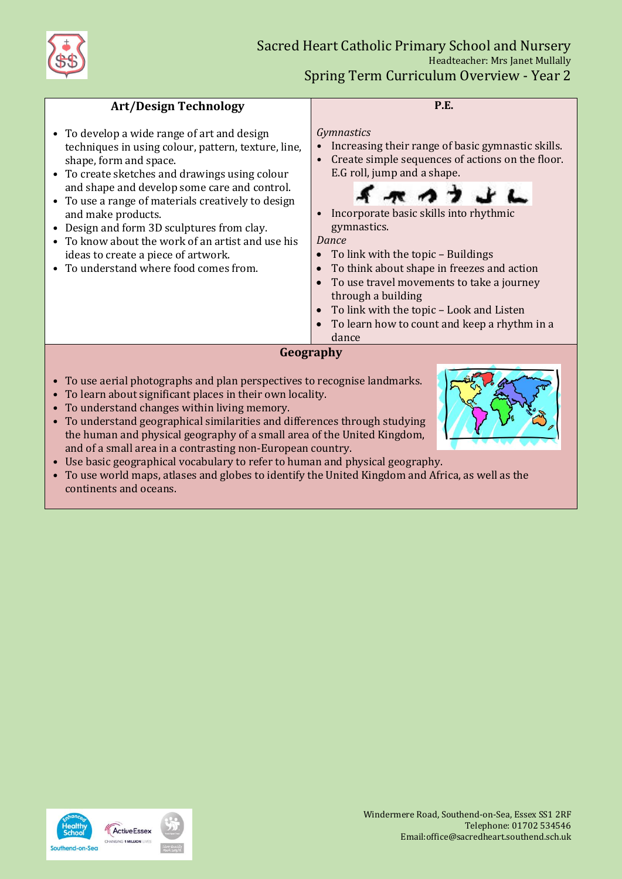# Sacred Heart Catholic Primary School and Nursery

Headteacher: Mrs Janet Mullally

## Spring Term Curriculum Overview - Year 2

### Art/Design Technology

- To develop a wide range of art and design techniques in using colour, pattern, texture, line, shape, form and space.
- To create sketches and drawings using colour and shape and develop some care and control.
- To use a range of materials creatively to design and make products.
- Design and form 3D sculptures from clay.
- To know about the work of an artist and use his ideas to create a piece of artwork.
- To understand where food comes from.

### P.E.

*Gymnastics*

- Increasing their range of basic gymnastic skills.
- Create simple sequences of actions on the floor. E.G roll, jump and a shape.
- Incorporate basic skills into rhythmic gymnastics.

*Dance*

- To link with the topic – Buildings
- To think about shape in freezes and action
- To use travel movements to take a journey through a building
- To link with the topic – Look and Listen
- To learn how to count and keep a rhythm in a dance

### Geography

- To use aerial photographs and plan perspectives to recognise landmarks.
- To learn about significant places in their own locality.
- To understand changes within living memory.
- To understand geographical similarities and differences through studying the human and physical geography of a small area of the United Kingdom, and of a small area in a contrasting non-European country.
- Use basic geographical vocabulary to refer to human and physical geography.
- To use world maps, atlases and globes to identify the United Kingdom and Africa, as well as the continents and oceans.

Windermere Road, Southend-on-Sea, Essex SS1 2RF
Telephone: 01702 534546
Email:office@sacredheart.southend.sch.uk